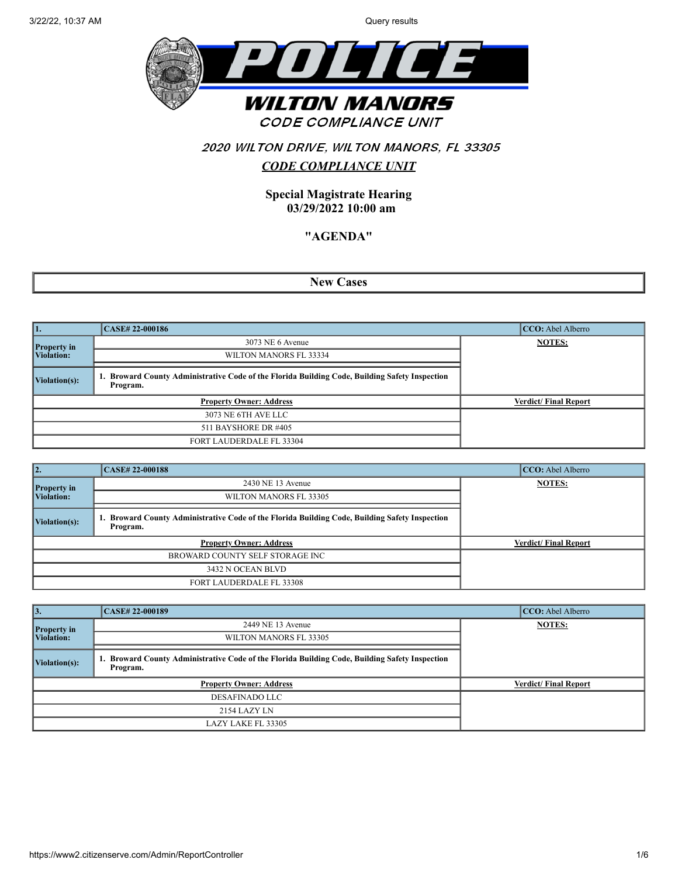# POLICE

## WILTON MANORS

### CODE COMPLIANCE UNIT

### 2020 WILTON DRIVE, WILTON MANORS, FL 33305

### *CODE COMPLIANCE UNIT*

**Special Magistrate Hearing**
**03/29/2022 10:00 am**

**"AGENDA"**

## New Cases

| 1. | CASE# 22-000186 | CCO: Abel Alberro |
|---|---|---|
| **Property in Violation:** | 3073 NE 6 Avenue | **NOTES:** |
| | WILTON MANORS FL 33334 | |
| **Violation(s):** | **1. Broward County Administrative Code of the Florida Building Code, Building Safety Inspection Program.** | |
| **Property Owner: Address** | | **Verdict/ Final Report** |
| 3073 NE 6TH AVE LLC | | |
| 511 BAYSHORE DR #405 | | |
| FORT LAUDERDALE FL 33304 | | |

| 2. | CASE# 22-000188 | CCO: Abel Alberro |
|---|---|---|
| **Property in Violation:** | 2430 NE 13 Avenue | **NOTES:** |
| | WILTON MANORS FL 33305 | |
| **Violation(s):** | **1. Broward County Administrative Code of the Florida Building Code, Building Safety Inspection Program.** | |
| **Property Owner: Address** | | **Verdict/ Final Report** |
| BROWARD COUNTY SELF STORAGE INC | | |
| 3432 N OCEAN BLVD | | |
| FORT LAUDERDALE FL 33308 | | |

| 3. | CASE# 22-000189 | CCO: Abel Alberro |
|---|---|---|
| **Property in Violation:** | 2449 NE 13 Avenue | **NOTES:** |
| | WILTON MANORS FL 33305 | |
| **Violation(s):** | **1. Broward County Administrative Code of the Florida Building Code, Building Safety Inspection Program.** | |
| **Property Owner: Address** | | **Verdict/ Final Report** |
| DESAFINADO LLC | | |
| 2154 LAZY LN | | |
| LAZY LAKE FL 33305 | | |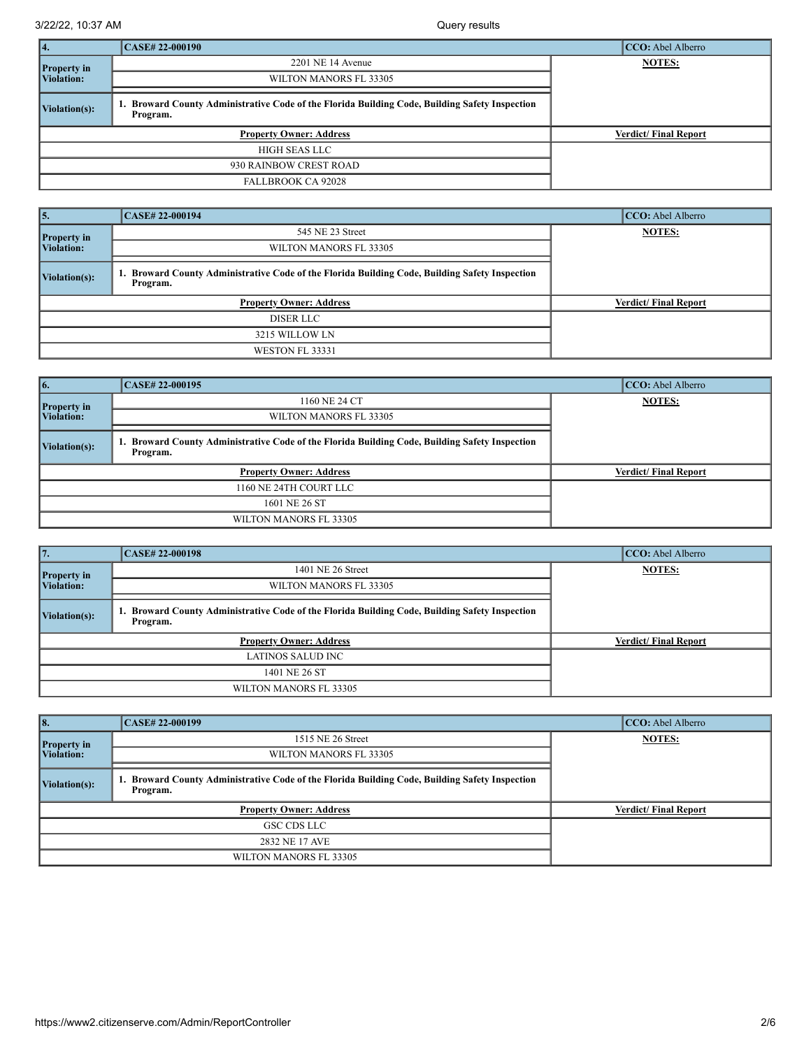| 4. | CASE# 22-000190 | CCO: Abel Alberro |
|---|---|---|
| Property in Violation: | 2201 NE 14 Avenue | NOTES: |
| | WILTON MANORS FL 33305 | |
| Violation(s): | 1. **Broward County Administrative Code of the Florida Building Code, Building Safety Inspection Program.** | |
| Property Owner: Address | | Verdict/ Final Report |
| HIGH SEAS LLC | | |
| 930 RAINBOW CREST ROAD | | |
| FALLBROOK CA 92028 | | |

| 5. | CASE# 22-000194 | CCO: Abel Alberro |
|---|---|---|
| Property in Violation: | 545 NE 23 Street | NOTES: |
| | WILTON MANORS FL 33305 | |
| Violation(s): | 1. **Broward County Administrative Code of the Florida Building Code, Building Safety Inspection Program.** | |
| Property Owner: Address | | Verdict/ Final Report |
| DISER LLC | | |
| 3215 WILLOW LN | | |
| WESTON FL 33331 | | |

| 6. | CASE# 22-000195 | CCO: Abel Alberro |
|---|---|---|
| Property in Violation: | 1160 NE 24 CT | NOTES: |
| | WILTON MANORS FL 33305 | |
| Violation(s): | 1. **Broward County Administrative Code of the Florida Building Code, Building Safety Inspection Program.** | |
| Property Owner: Address | | Verdict/ Final Report |
| 1160 NE 24TH COURT LLC | | |
| 1601 NE 26 ST | | |
| WILTON MANORS FL 33305 | | |

| 7. | CASE# 22-000198 | CCO: Abel Alberro |
|---|---|---|
| Property in Violation: | 1401 NE 26 Street | NOTES: |
| | WILTON MANORS FL 33305 | |
| Violation(s): | 1. **Broward County Administrative Code of the Florida Building Code, Building Safety Inspection Program.** | |
| Property Owner: Address | | Verdict/ Final Report |
| LATINOS SALUD INC | | |
| 1401 NE 26 ST | | |
| WILTON MANORS FL 33305 | | |

| 8. | CASE# 22-000199 | CCO: Abel Alberro |
|---|---|---|
| Property in Violation: | 1515 NE 26 Street | NOTES: |
| | WILTON MANORS FL 33305 | |
| Violation(s): | 1. **Broward County Administrative Code of the Florida Building Code, Building Safety Inspection Program.** | |
| Property Owner: Address | | Verdict/ Final Report |
| GSC CDS LLC | | |
| 2832 NE 17 AVE | | |
| WILTON MANORS FL 33305 | | |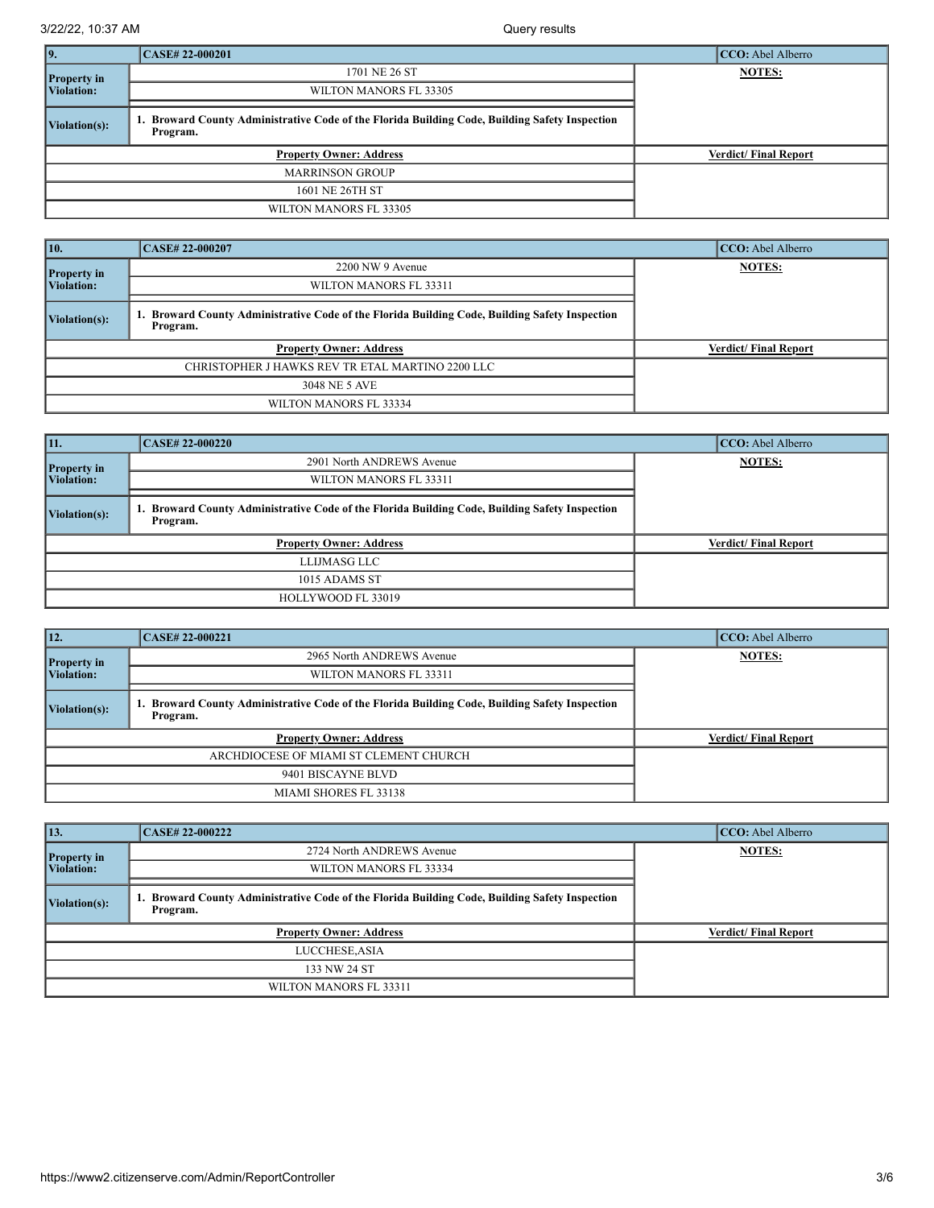| 9. | CASE# 22-000201 | CCO: Abel Alberro |
|---|---|---|
| **Property in Violation:** | 1701 NE 26 ST | **NOTES:** |
| | WILTON MANORS FL 33305 | |
| **Violation(s):** | **1. Broward County Administrative Code of the Florida Building Code, Building Safety Inspection Program.** | |
| **Property Owner: Address** | | **Verdict/ Final Report** |
| MARRINSON GROUP | | |
| 1601 NE 26TH ST | | |
| WILTON MANORS FL 33305 | | |

| 10. | CASE# 22-000207 | CCO: Abel Alberro |
|---|---|---|
| **Property in Violation:** | 2200 NW 9 Avenue | **NOTES:** |
| | WILTON MANORS FL 33311 | |
| **Violation(s):** | **1. Broward County Administrative Code of the Florida Building Code, Building Safety Inspection Program.** | |
| **Property Owner: Address** | | **Verdict/ Final Report** |
| CHRISTOPHER J HAWKS REV TR ETAL MARTINO 2200 LLC | | |
| 3048 NE 5 AVE | | |
| WILTON MANORS FL 33334 | | |

| 11. | CASE# 22-000220 | CCO: Abel Alberro |
|---|---|---|
| **Property in Violation:** | 2901 North ANDREWS Avenue | **NOTES:** |
| | WILTON MANORS FL 33311 | |
| **Violation(s):** | **1. Broward County Administrative Code of the Florida Building Code, Building Safety Inspection Program.** | |
| **Property Owner: Address** | | **Verdict/ Final Report** |
| LLIJMASG LLC | | |
| 1015 ADAMS ST | | |
| HOLLYWOOD FL 33019 | | |

| 12. | CASE# 22-000221 | CCO: Abel Alberro |
|---|---|---|
| **Property in Violation:** | 2965 North ANDREWS Avenue | **NOTES:** |
| | WILTON MANORS FL 33311 | |
| **Violation(s):** | **1. Broward County Administrative Code of the Florida Building Code, Building Safety Inspection Program.** | |
| **Property Owner: Address** | | **Verdict/ Final Report** |
| ARCHDIOCESE OF MIAMI ST CLEMENT CHURCH | | |
| 9401 BISCAYNE BLVD | | |
| MIAMI SHORES FL 33138 | | |

| 13. | CASE# 22-000222 | CCO: Abel Alberro |
|---|---|---|
| **Property in Violation:** | 2724 North ANDREWS Avenue | **NOTES:** |
| | WILTON MANORS FL 33334 | |
| **Violation(s):** | **1. Broward County Administrative Code of the Florida Building Code, Building Safety Inspection Program.** | |
| **Property Owner: Address** | | **Verdict/ Final Report** |
| LUCCHESE,ASIA | | |
| 133 NW 24 ST | | |
| WILTON MANORS FL 33311 | | |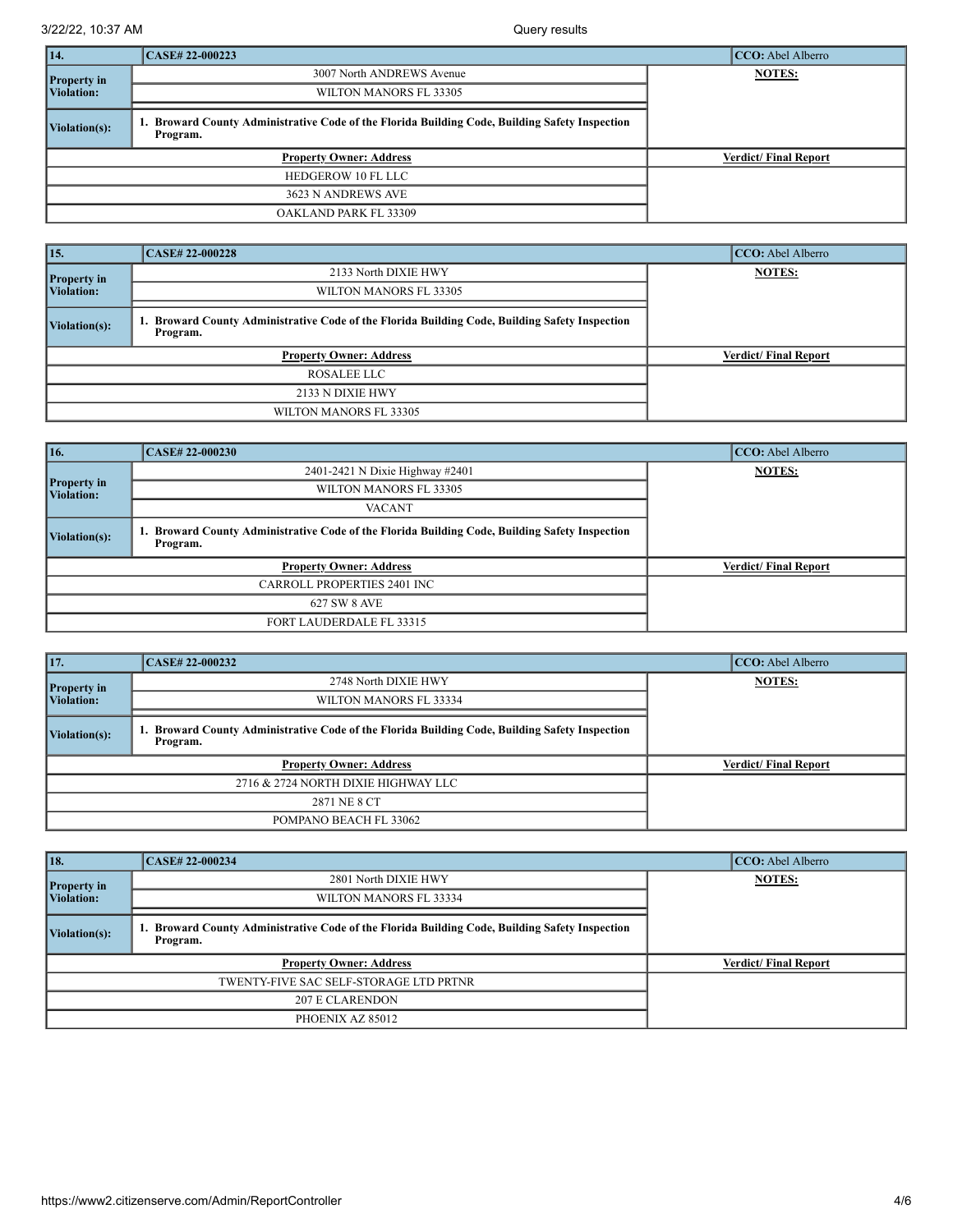| 14. | CASE# 22-000223 | CCO: Abel Alberro |
|---|---|---|
| Property in Violation: | 3007 North ANDREWS Avenue<br>WILTON MANORS FL 33305 | NOTES: |
| Violation(s): | 1. Broward County Administrative Code of the Florida Building Code, Building Safety Inspection Program. | |
| Property Owner: Address | | Verdict/ Final Report |
| HEDGEROW 10 FL LLC<br>3623 N ANDREWS AVE<br>OAKLAND PARK FL 33309 | | |

| 15. | CASE# 22-000228 | CCO: Abel Alberro |
|---|---|---|
| Property in Violation: | 2133 North DIXIE HWY<br>WILTON MANORS FL 33305 | NOTES: |
| Violation(s): | 1. Broward County Administrative Code of the Florida Building Code, Building Safety Inspection Program. | |
| Property Owner: Address | | Verdict/ Final Report |
| ROSALEE LLC<br>2133 N DIXIE HWY<br>WILTON MANORS FL 33305 | | |

| 16. | CASE# 22-000230 | CCO: Abel Alberro |
|---|---|---|
| Property in Violation: | 2401-2421 N Dixie Highway #2401<br>WILTON MANORS FL 33305<br>VACANT | NOTES: |
| Violation(s): | 1. Broward County Administrative Code of the Florida Building Code, Building Safety Inspection Program. | |
| Property Owner: Address | | Verdict/ Final Report |
| CARROLL PROPERTIES 2401 INC<br>627 SW 8 AVE<br>FORT LAUDERDALE FL 33315 | | |

| 17. | CASE# 22-000232 | CCO: Abel Alberro |
|---|---|---|
| Property in Violation: | 2748 North DIXIE HWY<br>WILTON MANORS FL 33334 | NOTES: |
| Violation(s): | 1. Broward County Administrative Code of the Florida Building Code, Building Safety Inspection Program. | |
| Property Owner: Address | | Verdict/ Final Report |
| 2716 & 2724 NORTH DIXIE HIGHWAY LLC<br>2871 NE 8 CT<br>POMPANO BEACH FL 33062 | | |

| 18. | CASE# 22-000234 | CCO: Abel Alberro |
|---|---|---|
| Property in Violation: | 2801 North DIXIE HWY<br>WILTON MANORS FL 33334 | NOTES: |
| Violation(s): | 1. Broward County Administrative Code of the Florida Building Code, Building Safety Inspection Program. | |
| Property Owner: Address | | Verdict/ Final Report |
| TWENTY-FIVE SAC SELF-STORAGE LTD PRTNR<br>207 E CLARENDON<br>PHOENIX AZ 85012 | | |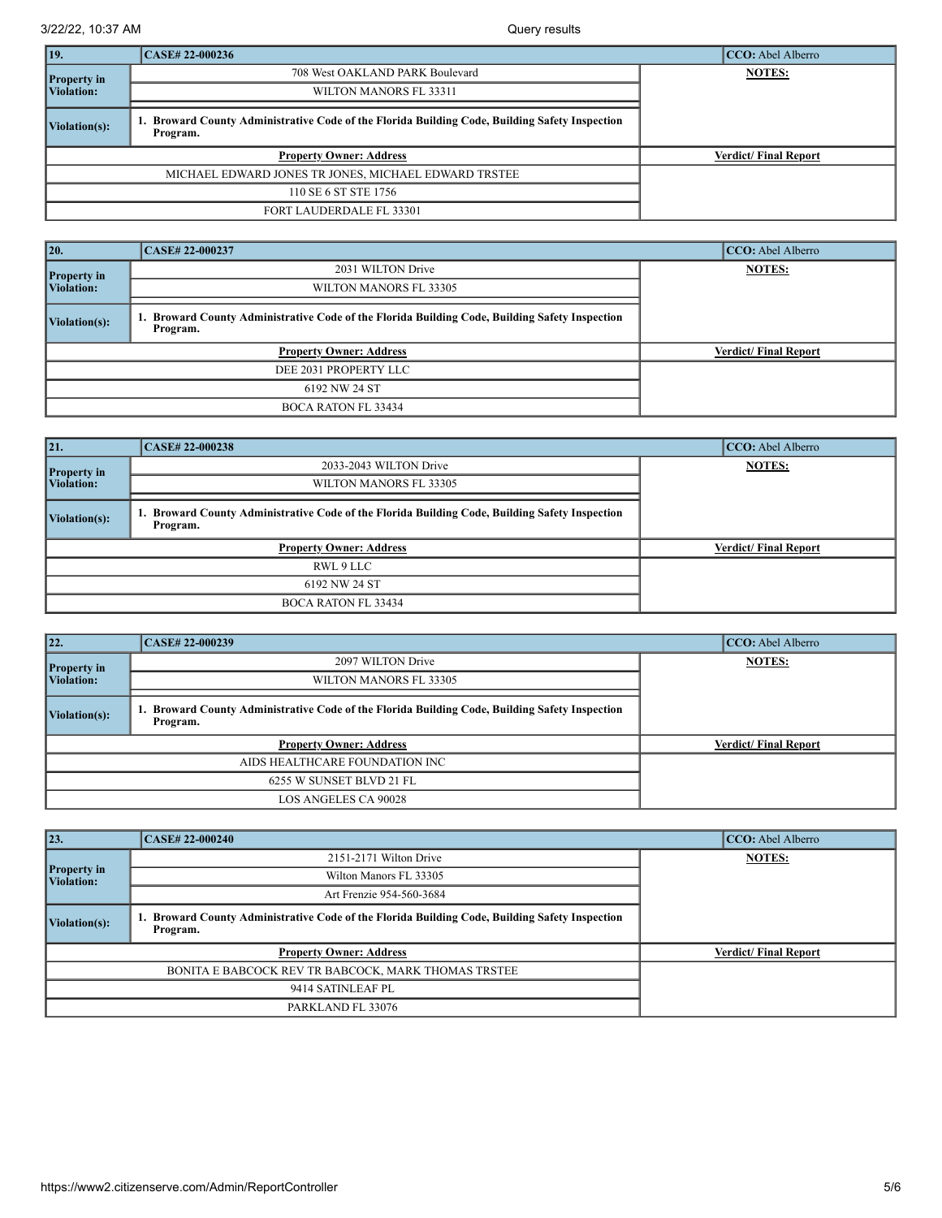| 19. | CASE# 22-000236 | CCO: Abel Alberro |
|---|---|---|
| Property in Violation: | 708 West OAKLAND PARK Boulevard | NOTES: |
| | WILTON MANORS FL 33311 | |
| Violation(s): | 1. Broward County Administrative Code of the Florida Building Code, Building Safety Inspection Program. | |
| Property Owner: Address | | Verdict/ Final Report |
| MICHAEL EDWARD JONES TR JONES, MICHAEL EDWARD TRSTEE | | |
| 110 SE 6 ST STE 1756 | | |
| FORT LAUDERDALE FL 33301 | | |

| 20. | CASE# 22-000237 | CCO: Abel Alberro |
|---|---|---|
| Property in Violation: | 2031 WILTON Drive | NOTES: |
| | WILTON MANORS FL 33305 | |
| Violation(s): | 1. Broward County Administrative Code of the Florida Building Code, Building Safety Inspection Program. | |
| Property Owner: Address | | Verdict/ Final Report |
| DEE 2031 PROPERTY LLC | | |
| 6192 NW 24 ST | | |
| BOCA RATON FL 33434 | | |

| 21. | CASE# 22-000238 | CCO: Abel Alberro |
|---|---|---|
| Property in Violation: | 2033-2043 WILTON Drive | NOTES: |
| | WILTON MANORS FL 33305 | |
| Violation(s): | 1. Broward County Administrative Code of the Florida Building Code, Building Safety Inspection Program. | |
| Property Owner: Address | | Verdict/ Final Report |
| RWL 9 LLC | | |
| 6192 NW 24 ST | | |
| BOCA RATON FL 33434 | | |

| 22. | CASE# 22-000239 | CCO: Abel Alberro |
|---|---|---|
| Property in Violation: | 2097 WILTON Drive | NOTES: |
| | WILTON MANORS FL 33305 | |
| Violation(s): | 1. Broward County Administrative Code of the Florida Building Code, Building Safety Inspection Program. | |
| Property Owner: Address | | Verdict/ Final Report |
| AIDS HEALTHCARE FOUNDATION INC | | |
| 6255 W SUNSET BLVD 21 FL | | |
| LOS ANGELES CA 90028 | | |

| 23. | CASE# 22-000240 | CCO: Abel Alberro |
|---|---|---|
| Property in Violation: | 2151-2171 Wilton Drive | NOTES: |
| | Wilton Manors FL 33305 | |
| | Art Frenzie 954-560-3684 | |
| Violation(s): | 1. Broward County Administrative Code of the Florida Building Code, Building Safety Inspection Program. | |
| Property Owner: Address | | Verdict/ Final Report |
| BONITA E BABCOCK REV TR BABCOCK, MARK THOMAS TRSTEE | | |
| 9414 SATINLEAF PL | | |
| PARKLAND FL 33076 | | |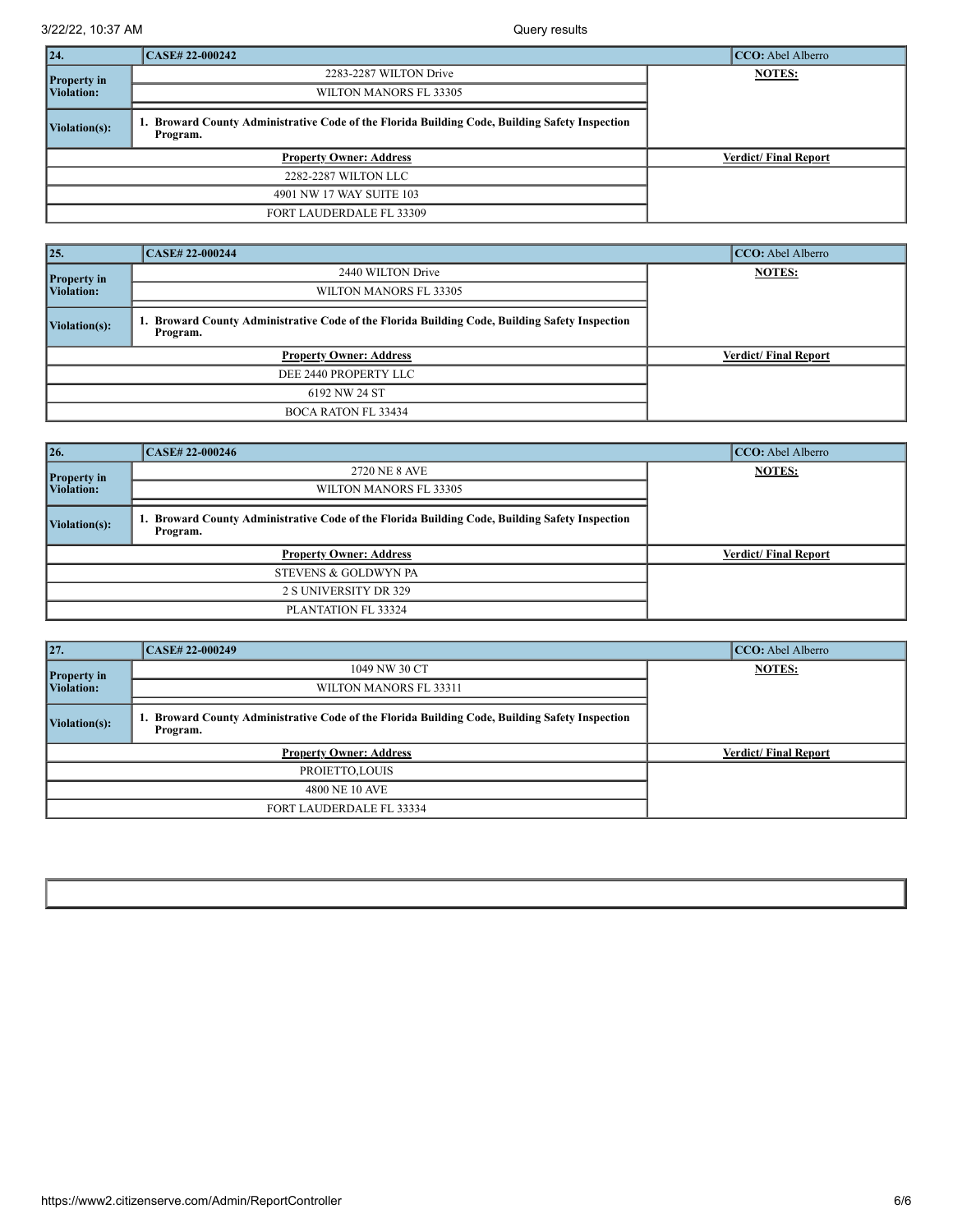| 24. | CASE# 22-000242 | CCO: Abel Alberro |
|---|---|---|
| Property in Violation: | 2283-2287 WILTON Drive | NOTES: |
| | WILTON MANORS FL 33305 | |
| Violation(s): | 1. Broward County Administrative Code of the Florida Building Code, Building Safety Inspection Program. | |
| Property Owner: Address | | Verdict/ Final Report |
| 2282-2287 WILTON LLC | | |
| 4901 NW 17 WAY SUITE 103 | | |
| FORT LAUDERDALE FL 33309 | | |

| 25. | CASE# 22-000244 | CCO: Abel Alberro |
|---|---|---|
| Property in Violation: | 2440 WILTON Drive | NOTES: |
| | WILTON MANORS FL 33305 | |
| Violation(s): | 1. Broward County Administrative Code of the Florida Building Code, Building Safety Inspection Program. | |
| Property Owner: Address | | Verdict/ Final Report |
| DEE 2440 PROPERTY LLC | | |
| 6192 NW 24 ST | | |
| BOCA RATON FL 33434 | | |

| 26. | CASE# 22-000246 | CCO: Abel Alberro |
|---|---|---|
| Property in Violation: | 2720 NE 8 AVE | NOTES: |
| | WILTON MANORS FL 33305 | |
| Violation(s): | 1. Broward County Administrative Code of the Florida Building Code, Building Safety Inspection Program. | |
| Property Owner: Address | | Verdict/ Final Report |
| STEVENS & GOLDWYN PA | | |
| 2 S UNIVERSITY DR 329 | | |
| PLANTATION FL 33324 | | |

| 27. | CASE# 22-000249 | CCO: Abel Alberro |
|---|---|---|
| Property in Violation: | 1049 NW 30 CT | NOTES: |
| | WILTON MANORS FL 33311 | |
| Violation(s): | 1. Broward County Administrative Code of the Florida Building Code, Building Safety Inspection Program. | |
| Property Owner: Address | | Verdict/ Final Report |
| PROIETTO,LOUIS | | |
| 4800 NE 10 AVE | | |
| FORT LAUDERDALE FL 33334 | | |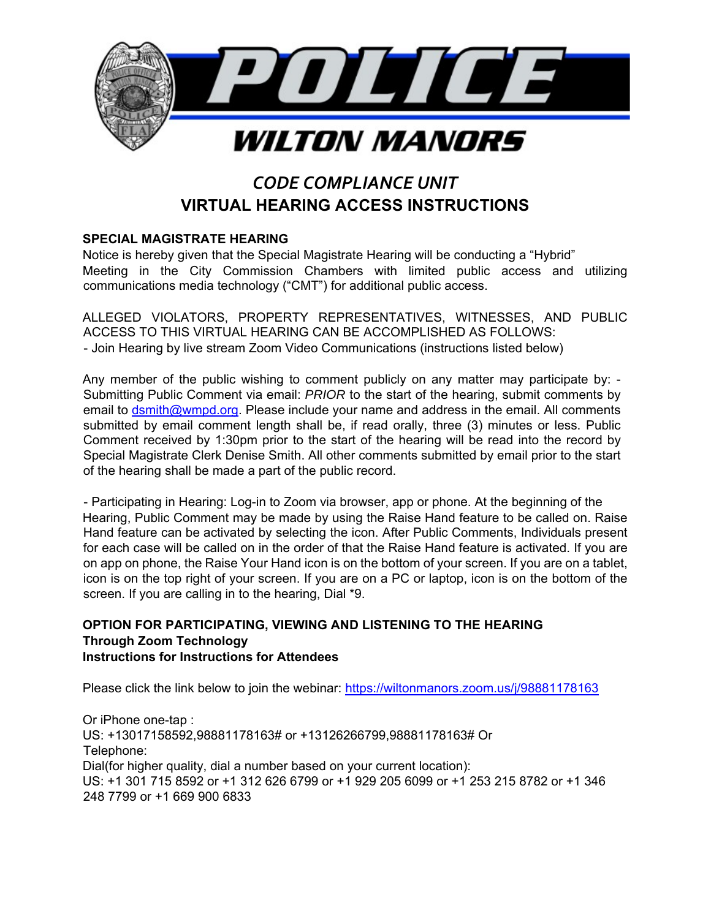# POLICE

## WILTON MANORS

## *CODE COMPLIANCE UNIT*

## VIRTUAL HEARING ACCESS INSTRUCTIONS

**SPECIAL MAGISTRATE HEARING**

Notice is hereby given that the Special Magistrate Hearing will be conducting a "Hybrid" Meeting in the City Commission Chambers with limited public access and utilizing communications media technology ("CMT") for additional public access.

ALLEGED VIOLATORS, PROPERTY REPRESENTATIVES, WITNESSES, AND PUBLIC ACCESS TO THIS VIRTUAL HEARING CAN BE ACCOMPLISHED AS FOLLOWS:
- Join Hearing by live stream Zoom Video Communications (instructions listed below)

Any member of the public wishing to comment publicly on any matter may participate by: - Submitting Public Comment via email: *PRIOR* to the start of the hearing, submit comments by email to [dsmith@wmpd.org](mailto:dsmith@wmpd.org). Please include your name and address in the email. All comments submitted by email comment length shall be, if read orally, three (3) minutes or less. Public Comment received by 1:30pm prior to the start of the hearing will be read into the record by Special Magistrate Clerk Denise Smith. All other comments submitted by email prior to the start of the hearing shall be made a part of the public record.

- Participating in Hearing: Log-in to Zoom via browser, app or phone. At the beginning of the Hearing, Public Comment may be made by using the Raise Hand feature to be called on. Raise Hand feature can be activated by selecting the icon. After Public Comments, Individuals present for each case will be called on in the order of that the Raise Hand feature is activated. If you are on app on phone, the Raise Your Hand icon is on the bottom of your screen. If you are on a tablet, icon is on the top right of your screen. If you are on a PC or laptop, icon is on the bottom of the screen. If you are calling in to the hearing, Dial *9.

**OPTION FOR PARTICIPATING, VIEWING AND LISTENING TO THE HEARING**
**Through Zoom Technology**
**Instructions for Instructions for Attendees**

Please click the link below to join the webinar: [https://wiltonmanors.zoom.us/j/98881178163](https://wiltonmanors.zoom.us/j/98881178163)

Or iPhone one-tap :
US: +13017158592,98881178163# or +13126266799,98881178163# Or
Telephone:
Dial(for higher quality, dial a number based on your current location):
US: +1 301 715 8592 or +1 312 626 6799 or +1 929 205 6099 or +1 253 215 8782 or +1 346 248 7799 or +1 669 900 6833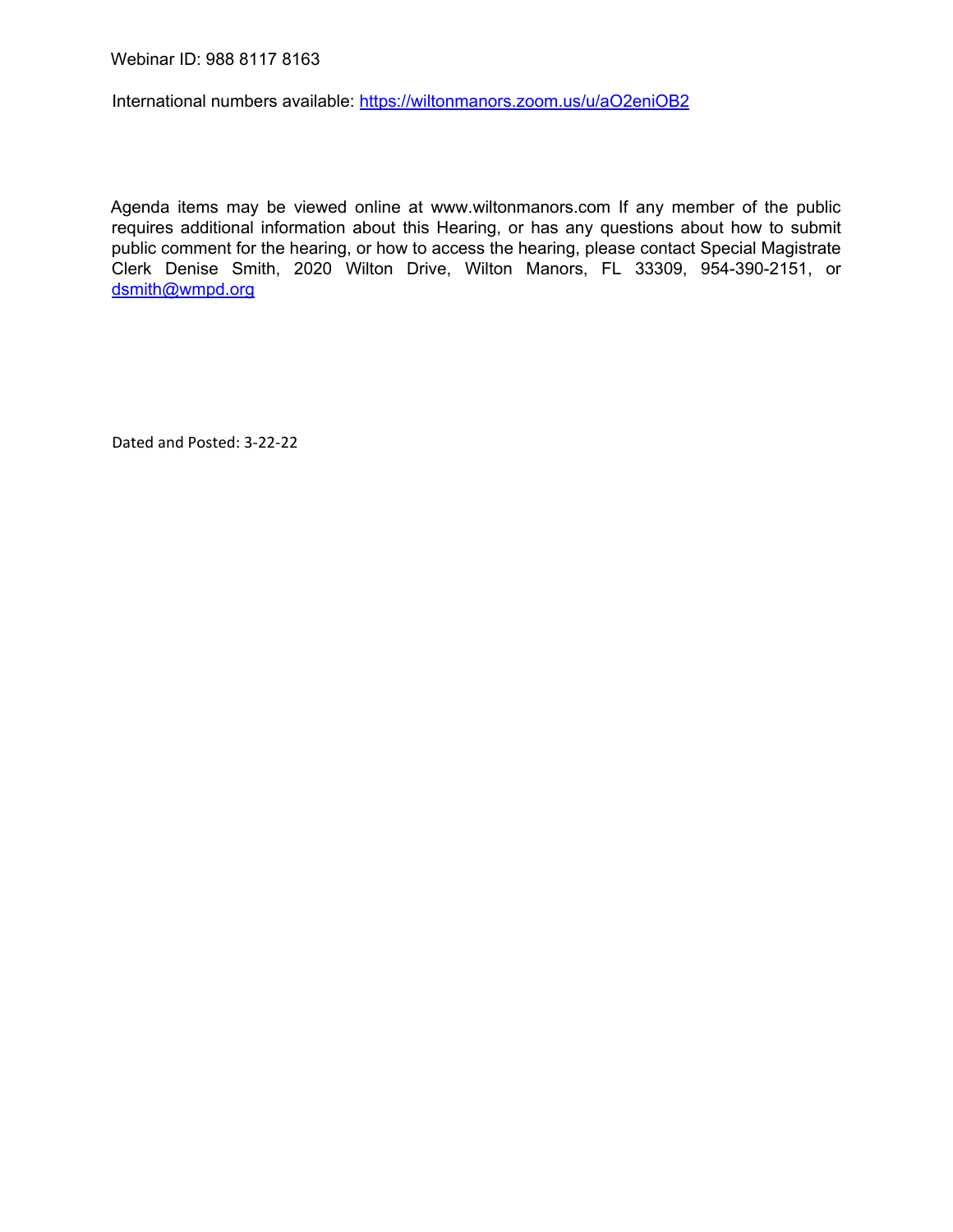Webinar ID: 988 8117 8163

International numbers available: [https://wiltonmanors.zoom.us/u/aO2eniOB2](https://wiltonmanors.zoom.us/u/aO2eniOB2)

Agenda items may be viewed online at www.wiltonmanors.com If any member of the public requires additional information about this Hearing, or has any questions about how to submit public comment for the hearing, or how to access the hearing, please contact Special Magistrate Clerk Denise Smith, 2020 Wilton Drive, Wilton Manors, FL 33309, 954-390-2151, or [dsmith@wmpd.org](mailto:dsmith@wmpd.org)

Dated and Posted: 3-22-22